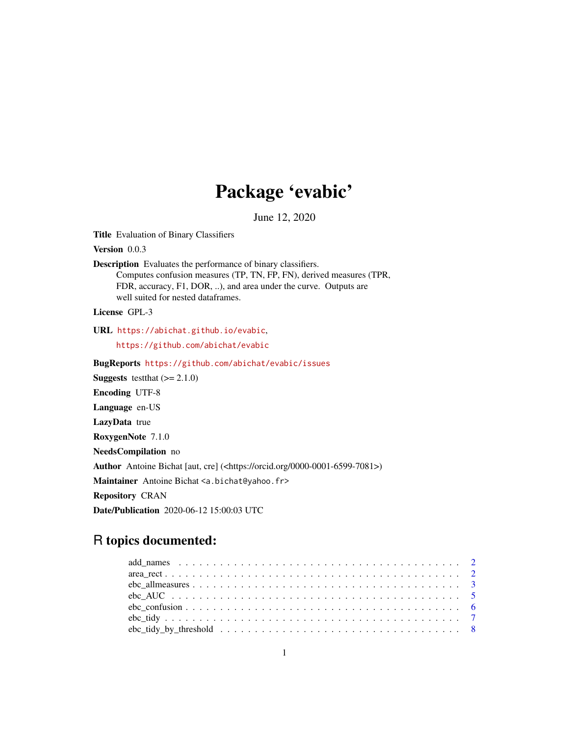# Package 'evabic'

June 12, 2020

**Title** Evaluation of Binary Classifiers

**Version** 0.0.3

**Description** Evaluates the performance of binary classifiers.
Computes confusion measures (TP, TN, FP, FN), derived measures (TPR, FDR, accuracy, F1, DOR, ..), and area under the curve. Outputs are well suited for nested dataframes.

**License** GPL-3

**URL** https://abichat.github.io/evabic,
https://github.com/abichat/evabic

**BugReports** https://github.com/abichat/evabic/issues

**Suggests** testthat (>= 2.1.0)

**Encoding** UTF-8

**Language** en-US

**LazyData** true

**RoxygenNote** 7.1.0

**NeedsCompilation** no

**Author** Antoine Bichat [aut, cre] (<https://orcid.org/0000-0001-6599-7081>)

**Maintainer** Antoine Bichat <a.bichat@yahoo.fr>

**Repository** CRAN

**Date/Publication** 2020-06-12 15:00:03 UTC

## R topics documented:

- add_names . . . . . . . . . . . . . . . . . . . . . . . . . . . . . . . . . . . . . . . . 2
- area_rect . . . . . . . . . . . . . . . . . . . . . . . . . . . . . . . . . . . . . . . . 2
- ebc_allmeasures . . . . . . . . . . . . . . . . . . . . . . . . . . . . . . . . . . . . . 3
- ebc_AUC . . . . . . . . . . . . . . . . . . . . . . . . . . . . . . . . . . . . . . . . 5
- ebc_confusion . . . . . . . . . . . . . . . . . . . . . . . . . . . . . . . . . . . . . . 6
- ebc_tidy . . . . . . . . . . . . . . . . . . . . . . . . . . . . . . . . . . . . . . . . 7
- ebc_tidy_by_threshold . . . . . . . . . . . . . . . . . . . . . . . . . . . . . . . . . 8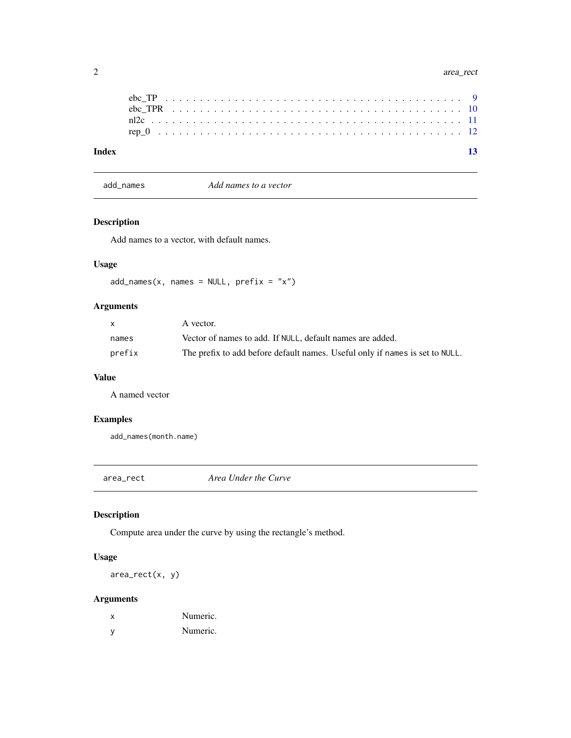ebc_TP . . . . . . . . . . . . . . . . . . . . . . . . . . . . . . . . . . . . . . . . 9
ebc_TPR . . . . . . . . . . . . . . . . . . . . . . . . . . . . . . . . . . . . . . . 10
nl2c . . . . . . . . . . . . . . . . . . . . . . . . . . . . . . . . . . . . . . . . . 11
rep_0 . . . . . . . . . . . . . . . . . . . . . . . . . . . . . . . . . . . . . . . . 12

**Index** **13**

---

## add_names *Add names to a vector*

### Description

Add names to a vector, with default names.

### Usage

```
add_names(x, names = NULL, prefix = "x")
```

### Arguments

| | |
|---|---|
| `x` | A vector. |
| `names` | Vector of names to add. If `NULL`, default names are added. |
| `prefix` | The prefix to add before default names. Useful only if `names` is set to `NULL`. |

### Value

A named vector

### Examples

```
add_names(month.name)
```

---

## area_rect *Area Under the Curve*

### Description

Compute area under the curve by using the rectangle's method.

### Usage

```
area_rect(x, y)
```

### Arguments

| | |
|---|---|
| `x` | Numeric. |
| `y` | Numeric. |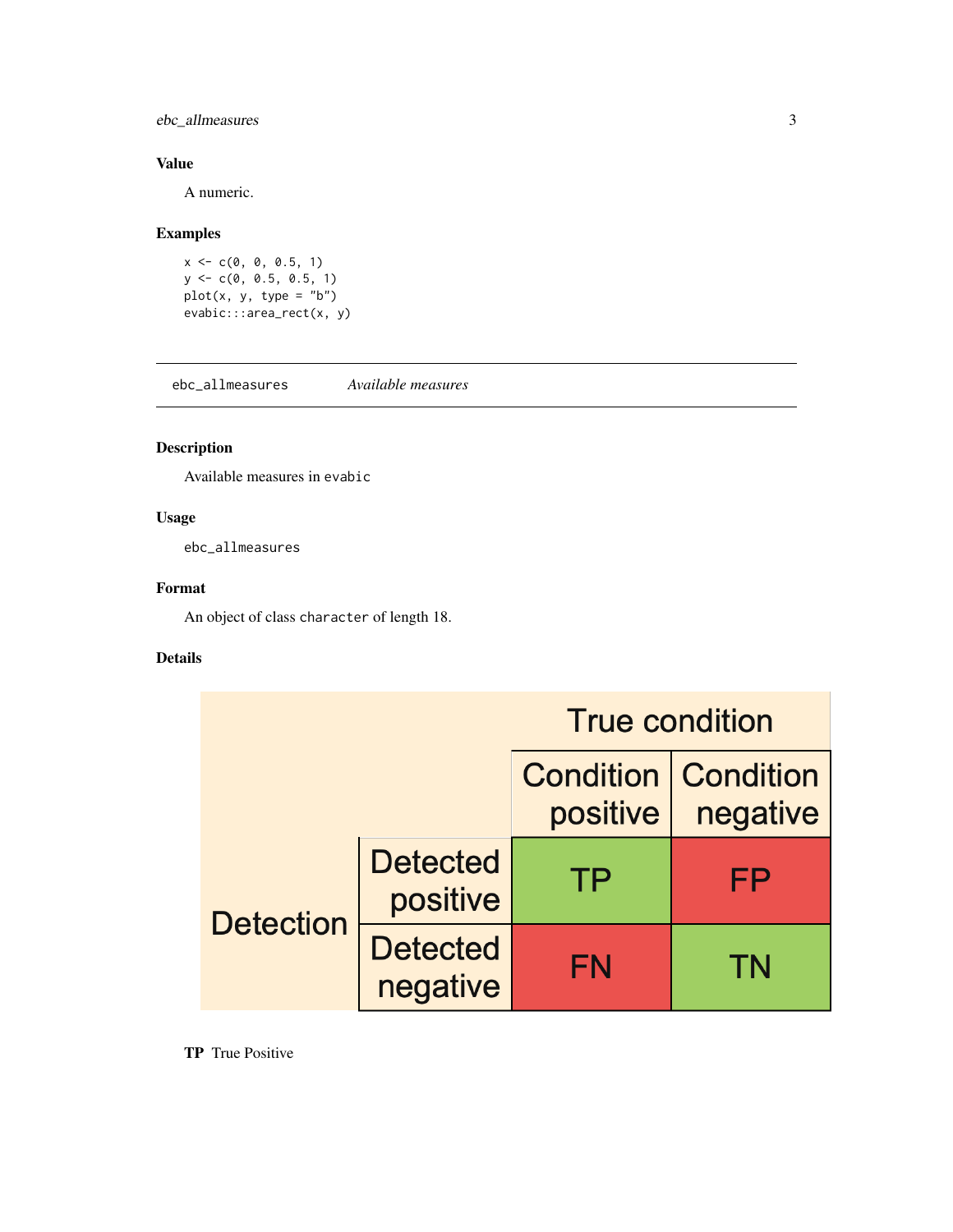### Value

A numeric.

### Examples

```
x <- c(0, 0, 0.5, 1)
y <- c(0, 0.5, 0.5, 1)
plot(x, y, type = "b")
evabic:::area_rect(x, y)
```

---

## ebc_allmeasures — *Available measures*

---

### Description

Available measures in `evabic`

### Usage

```
ebc_allmeasures
```

### Format

An object of class `character` of length 18.

### Details

| | | True condition | |
|---|---|---|---|
| | | Condition positive | Condition negative |
| Detection | Detected positive | TP | FP |
| | Detected negative | FN | TN |

**TP** True Positive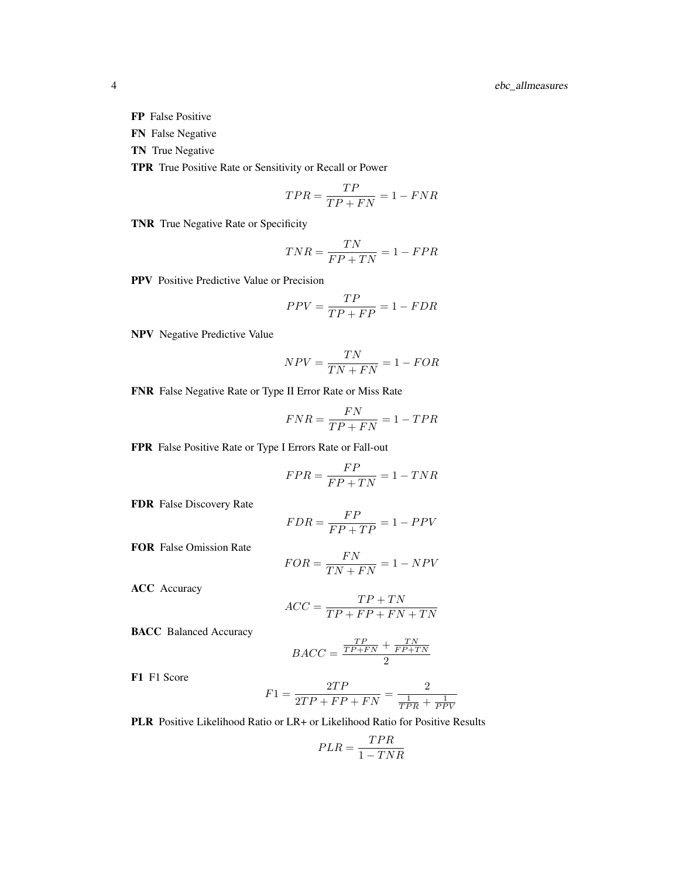**FP** False Positive

**FN** False Negative

**TN** True Negative

**TPR** True Positive Rate or Sensitivity or Recall or Power

$$TPR = \frac{TP}{TP + FN} = 1 - FNR$$

**TNR** True Negative Rate or Specificity

$$TNR = \frac{TN}{FP + TN} = 1 - FPR$$

**PPV** Positive Predictive Value or Precision

$$PPV = \frac{TP}{TP + FP} = 1 - FDR$$

**NPV** Negative Predictive Value

$$NPV = \frac{TN}{TN + FN} = 1 - FOR$$

**FNR** False Negative Rate or Type II Error Rate or Miss Rate

$$FNR = \frac{FN}{TP + FN} = 1 - TPR$$

**FPR** False Positive Rate or Type I Errors Rate or Fall-out

$$FPR = \frac{FP}{FP + TN} = 1 - TNR$$

**FDR** False Discovery Rate

$$FDR = \frac{FP}{FP + TP} = 1 - PPV$$

**FOR** False Omission Rate

$$FOR = \frac{FN}{TN + FN} = 1 - NPV$$

**ACC** Accuracy

$$ACC = \frac{TP + TN}{TP + FP + FN + TN}$$

**BACC** Balanced Accuracy

$$BACC = \frac{\frac{TP}{TP+FN} + \frac{TN}{FP+TN}}{2}$$

**F1** F1 Score

$$F1 = \frac{2TP}{2TP + FP + FN} = \frac{2}{\frac{1}{TPR} + \frac{1}{PPV}}$$

**PLR** Positive Likelihood Ratio or LR+ or Likelihood Ratio for Positive Results

$$PLR = \frac{TPR}{1 - TNR}$$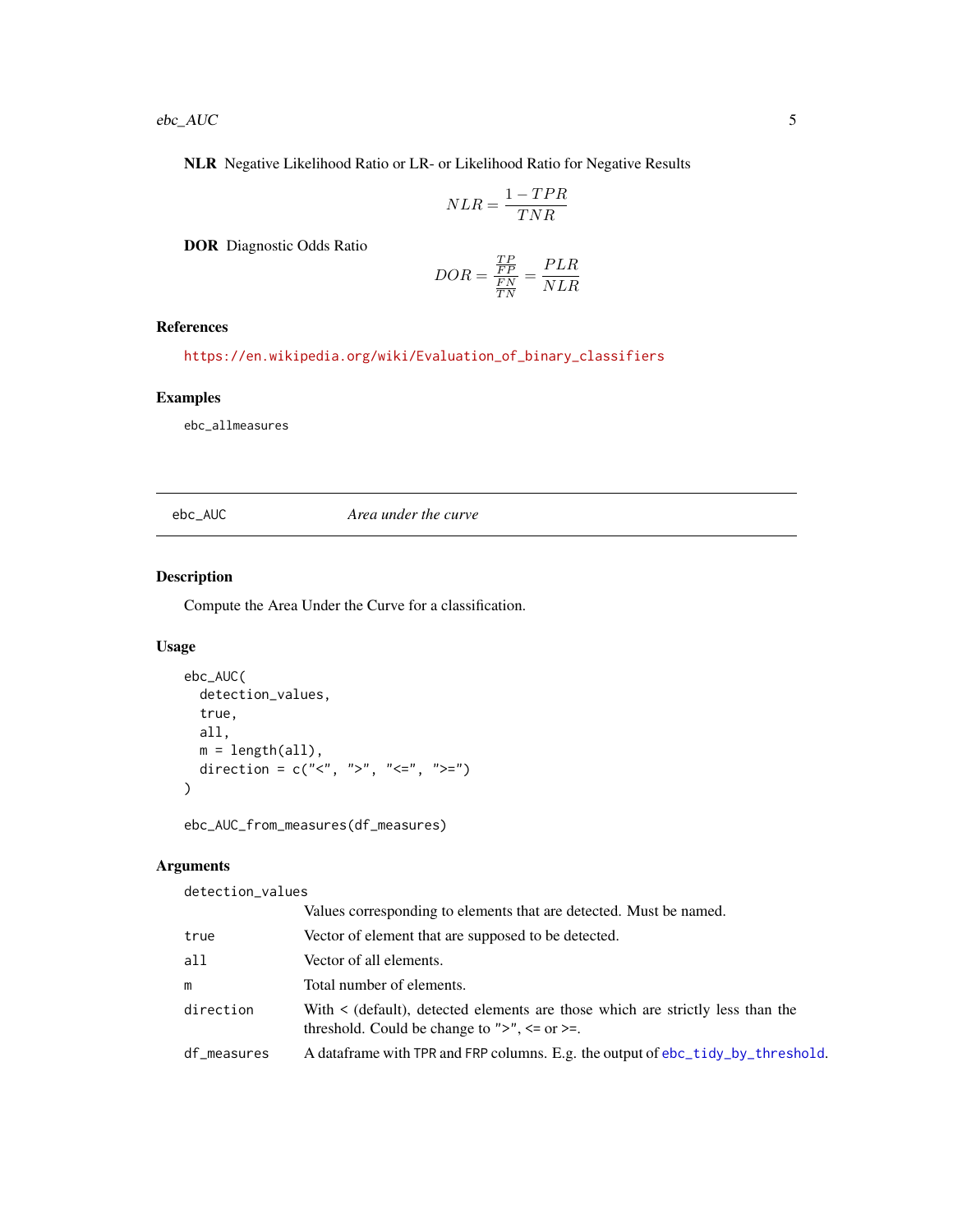**NLR** Negative Likelihood Ratio or LR- or Likelihood Ratio for Negative Results

$$NLR = \frac{1 - TPR}{TNR}$$

**DOR** Diagnostic Odds Ratio

$$DOR = \frac{\frac{TP}{FP}}{\frac{FN}{TN}} = \frac{PLR}{NLR}$$

### References

https://en.wikipedia.org/wiki/Evaluation_of_binary_classifiers

### Examples

```
ebc_allmeasures
```

---

`ebc_AUC` *Area under the curve*

---

### Description

Compute the Area Under the Curve for a classification.

### Usage

```
ebc_AUC(
  detection_values,
  true,
  all,
  m = length(all),
  direction = c("<", ">", "<=", ">=")
)

ebc_AUC_from_measures(df_measures)
```

### Arguments

| | |
|---|---|
| `detection_values` | Values corresponding to elements that are detected. Must be named. |
| `true` | Vector of element that are supposed to be detected. |
| `all` | Vector of all elements. |
| `m` | Total number of elements. |
| `direction` | With < (default), detected elements are those which are strictly less than the threshold. Could be change to ">", <= or >=. |
| `df_measures` | A dataframe with TPR and FRP columns. E.g. the output of `ebc_tidy_by_threshold`. |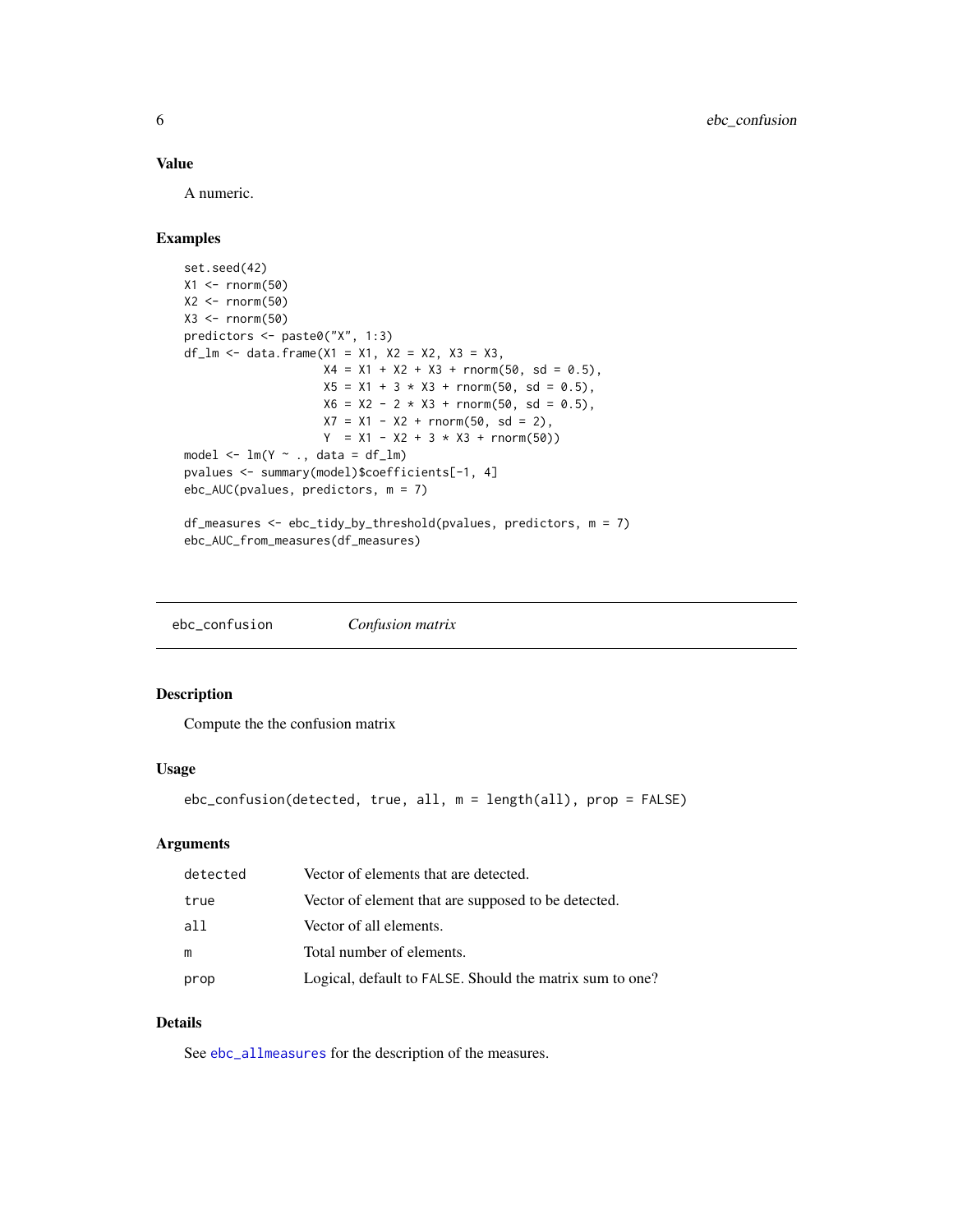### Value

A numeric.

### Examples

```
set.seed(42)
X1 <- rnorm(50)
X2 <- rnorm(50)
X3 <- rnorm(50)
predictors <- paste0("X", 1:3)
df_lm <- data.frame(X1 = X1, X2 = X2, X3 = X3,
                    X4 = X1 + X2 + X3 + rnorm(50, sd = 0.5),
                    X5 = X1 + 3 * X3 + rnorm(50, sd = 0.5),
                    X6 = X2 - 2 * X3 + rnorm(50, sd = 0.5),
                    X7 = X1 - X2 + rnorm(50, sd = 2),
                    Y  = X1 - X2 + 3 * X3 + rnorm(50))
model <- lm(Y ~ ., data = df_lm)
pvalues <- summary(model)$coefficients[-1, 4]
ebc_AUC(pvalues, predictors, m = 7)

df_measures <- ebc_tidy_by_threshold(pvalues, predictors, m = 7)
ebc_AUC_from_measures(df_measures)
```

---

## ebc_confusion — *Confusion matrix*

---

### Description

Compute the the confusion matrix

### Usage

```
ebc_confusion(detected, true, all, m = length(all), prop = FALSE)
```

### Arguments

| | |
|---|---|
| `detected` | Vector of elements that are detected. |
| `true` | Vector of element that are supposed to be detected. |
| `all` | Vector of all elements. |
| `m` | Total number of elements. |
| `prop` | Logical, default to `FALSE`. Should the matrix sum to one? |

### Details

See `ebc_allmeasures` for the description of the measures.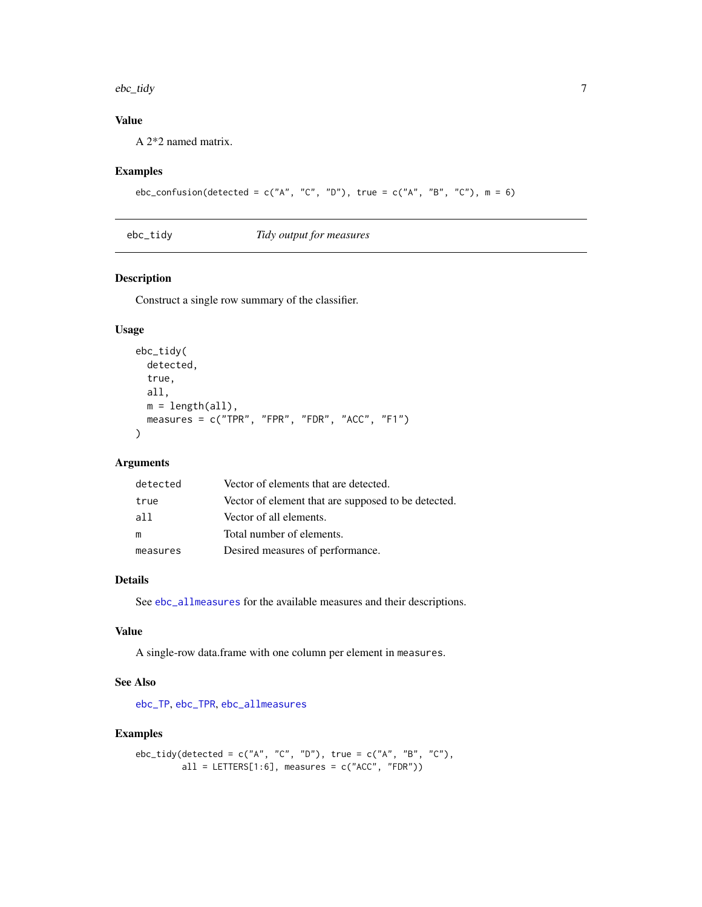## Value

A 2*2 named matrix.

## Examples

```
ebc_confusion(detected = c("A", "C", "D"), true = c("A", "B", "C"), m = 6)
```

---

# ebc_tidy — *Tidy output for measures*

## Description

Construct a single row summary of the classifier.

## Usage

```
ebc_tidy(
  detected,
  true,
  all,
  m = length(all),
  measures = c("TPR", "FPR", "FDR", "ACC", "F1")
)
```

## Arguments

| | |
|---|---|
| `detected` | Vector of elements that are detected. |
| `true` | Vector of element that are supposed to be detected. |
| `all` | Vector of all elements. |
| `m` | Total number of elements. |
| `measures` | Desired measures of performance. |

## Details

See `ebc_allmeasures` for the available measures and their descriptions.

## Value

A single-row data.frame with one column per element in `measures`.

## See Also

`ebc_TP`, `ebc_TPR`, `ebc_allmeasures`

## Examples

```
ebc_tidy(detected = c("A", "C", "D"), true = c("A", "B", "C"),
         all = LETTERS[1:6], measures = c("ACC", "FDR"))
```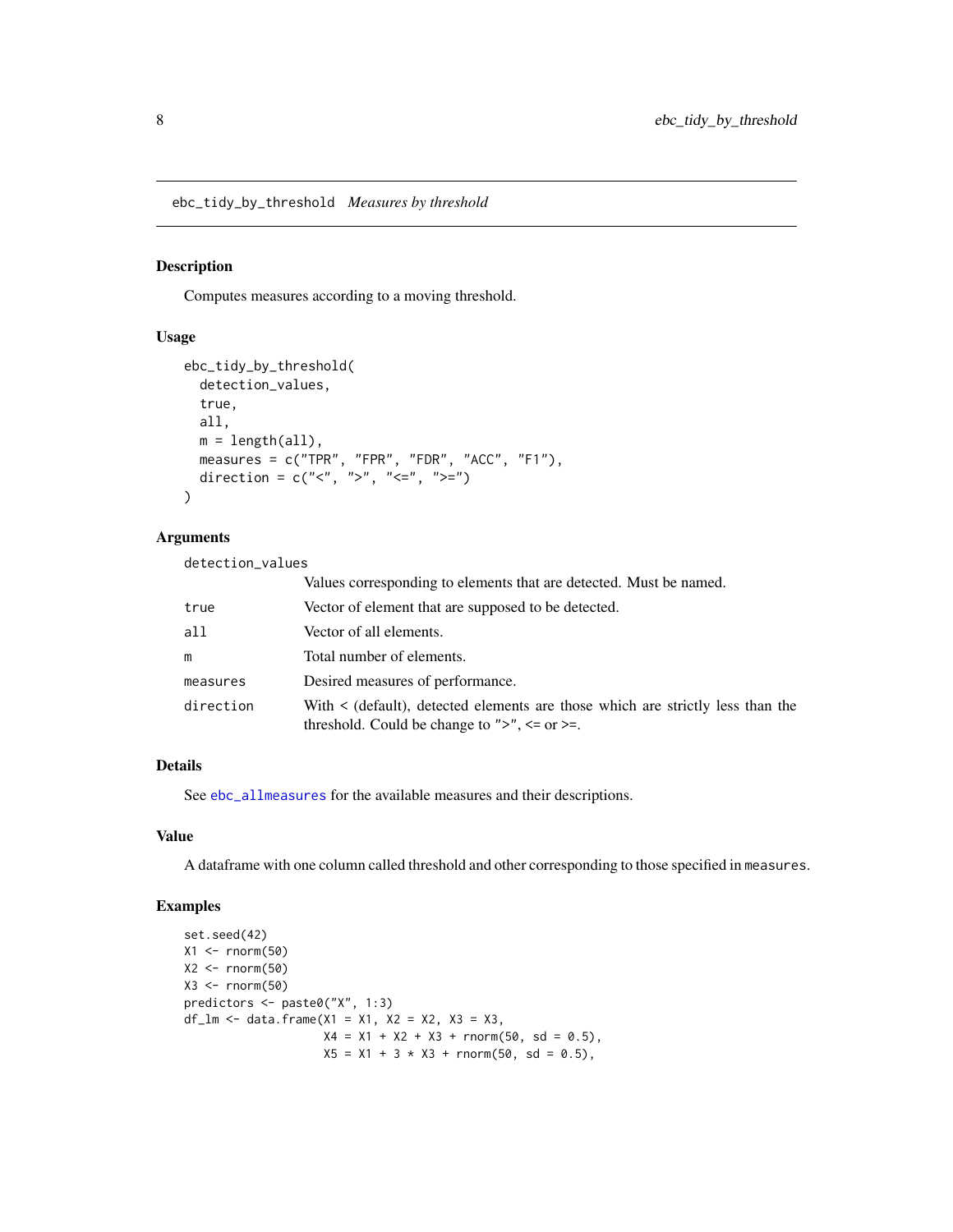ebc_tidy_by_threshold *Measures by threshold*

## Description

Computes measures according to a moving threshold.

## Usage

```
ebc_tidy_by_threshold(
  detection_values,
  true,
  all,
  m = length(all),
  measures = c("TPR", "FPR", "FDR", "ACC", "F1"),
  direction = c("<", ">", "<=", ">=")
)
```

## Arguments

| | |
|---|---|
| `detection_values` | Values corresponding to elements that are detected. Must be named. |
| `true` | Vector of element that are supposed to be detected. |
| `all` | Vector of all elements. |
| `m` | Total number of elements. |
| `measures` | Desired measures of performance. |
| `direction` | With < (default), detected elements are those which are strictly less than the threshold. Could be change to ">", <= or >=. |

## Details

See `ebc_allmeasures` for the available measures and their descriptions.

## Value

A dataframe with one column called threshold and other corresponding to those specified in `measures`.

## Examples

```
set.seed(42)
X1 <- rnorm(50)
X2 <- rnorm(50)
X3 <- rnorm(50)
predictors <- paste0("X", 1:3)
df_lm <- data.frame(X1 = X1, X2 = X2, X3 = X3,
                    X4 = X1 + X2 + X3 + rnorm(50, sd = 0.5),
                    X5 = X1 + 3 * X3 + rnorm(50, sd = 0.5),
```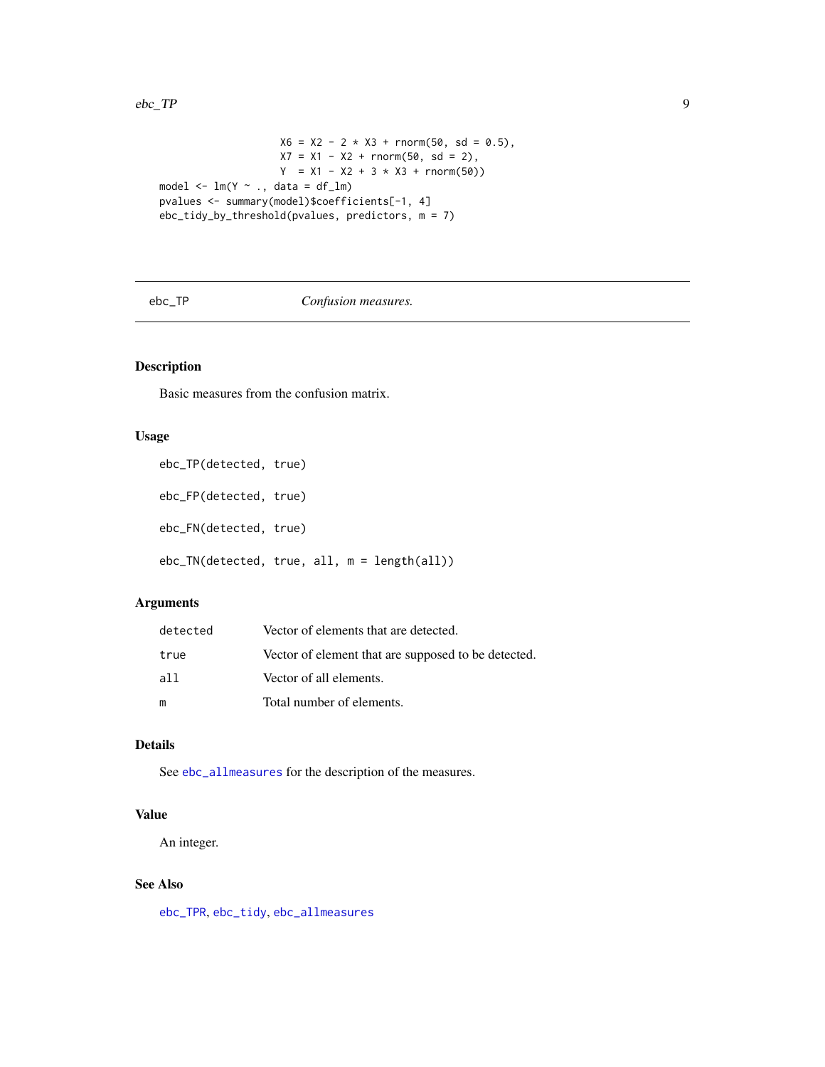```
                     X6 = X2 - 2 * X3 + rnorm(50, sd = 0.5),
                     X7 = X1 - X2 + rnorm(50, sd = 2),
                     Y  = X1 - X2 + 3 * X3 + rnorm(50))
model <- lm(Y ~ ., data = df_lm)
pvalues <- summary(model)$coefficients[-1, 4]
ebc_tidy_by_threshold(pvalues, predictors, m = 7)
```

---

## ebc_TP — *Confusion measures.*

### Description

Basic measures from the confusion matrix.

### Usage

```
ebc_TP(detected, true)

ebc_FP(detected, true)

ebc_FN(detected, true)

ebc_TN(detected, true, all, m = length(all))
```

### Arguments

| | |
|---|---|
| `detected` | Vector of elements that are detected. |
| `true` | Vector of element that are supposed to be detected. |
| `all` | Vector of all elements. |
| `m` | Total number of elements. |

### Details

See `ebc_allmeasures` for the description of the measures.

### Value

An integer.

### See Also

`ebc_TPR`, `ebc_tidy`, `ebc_allmeasures`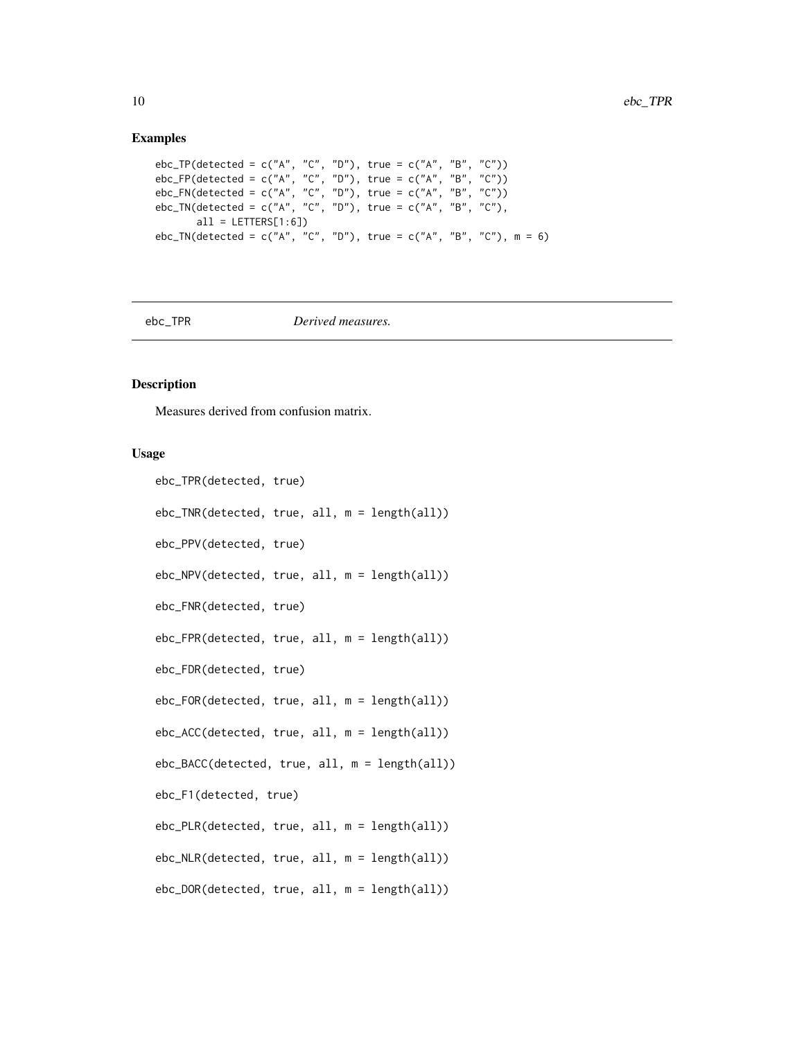## Examples

```
ebc_TP(detected = c("A", "C", "D"), true = c("A", "B", "C"))
ebc_FP(detected = c("A", "C", "D"), true = c("A", "B", "C"))
ebc_FN(detected = c("A", "C", "D"), true = c("A", "B", "C"))
ebc_TN(detected = c("A", "C", "D"), true = c("A", "B", "C"),
       all = LETTERS[1:6])
ebc_TN(detected = c("A", "C", "D"), true = c("A", "B", "C"), m = 6)
```

---

# ebc_TPR *Derived measures.*

---

## Description

Measures derived from confusion matrix.

## Usage

```
ebc_TPR(detected, true)

ebc_TNR(detected, true, all, m = length(all))

ebc_PPV(detected, true)

ebc_NPV(detected, true, all, m = length(all))

ebc_FNR(detected, true)

ebc_FPR(detected, true, all, m = length(all))

ebc_FDR(detected, true)

ebc_FOR(detected, true, all, m = length(all))

ebc_ACC(detected, true, all, m = length(all))

ebc_BACC(detected, true, all, m = length(all))

ebc_F1(detected, true)

ebc_PLR(detected, true, all, m = length(all))

ebc_NLR(detected, true, all, m = length(all))

ebc_DOR(detected, true, all, m = length(all))
```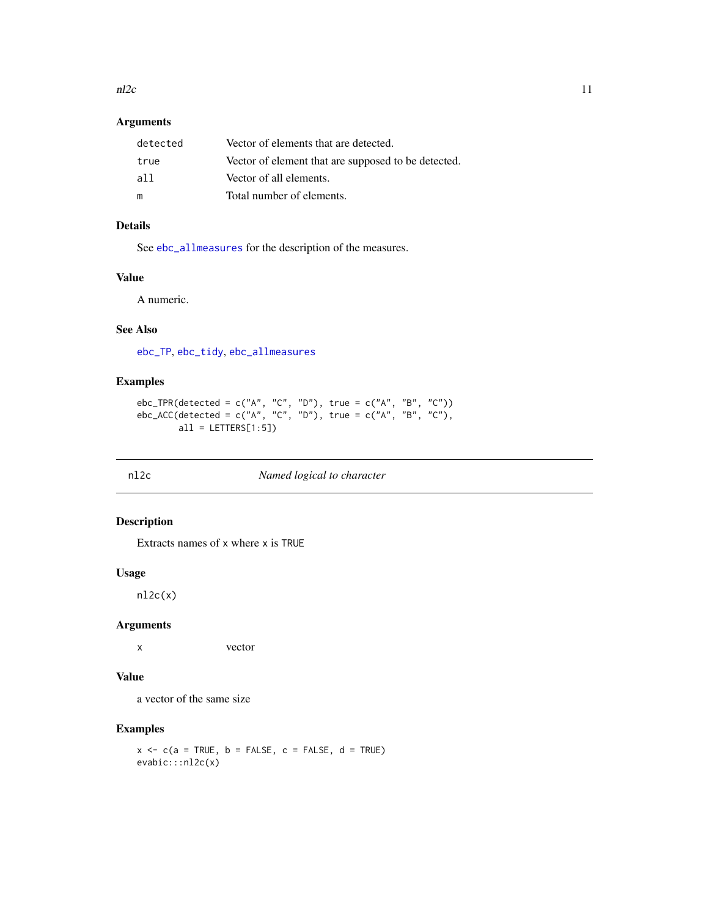### Arguments

| | |
|---|---|
| detected | Vector of elements that are detected. |
| true | Vector of element that are supposed to be detected. |
| all | Vector of all elements. |
| m | Total number of elements. |

### Details

See ebc_allmeasures for the description of the measures.

### Value

A numeric.

### See Also

ebc_TP, ebc_tidy, ebc_allmeasures

### Examples

```
ebc_TPR(detected = c("A", "C", "D"), true = c("A", "B", "C"))
ebc_ACC(detected = c("A", "C", "D"), true = c("A", "B", "C"),
        all = LETTERS[1:5])
```

---

## nl2c — *Named logical to character*

### Description

Extracts names of x where x is TRUE

### Usage

```
nl2c(x)
```

### Arguments

| | |
|---|---|
| x | vector |

### Value

a vector of the same size

### Examples

```
x <- c(a = TRUE, b = FALSE, c = FALSE, d = TRUE)
evabic:::nl2c(x)
```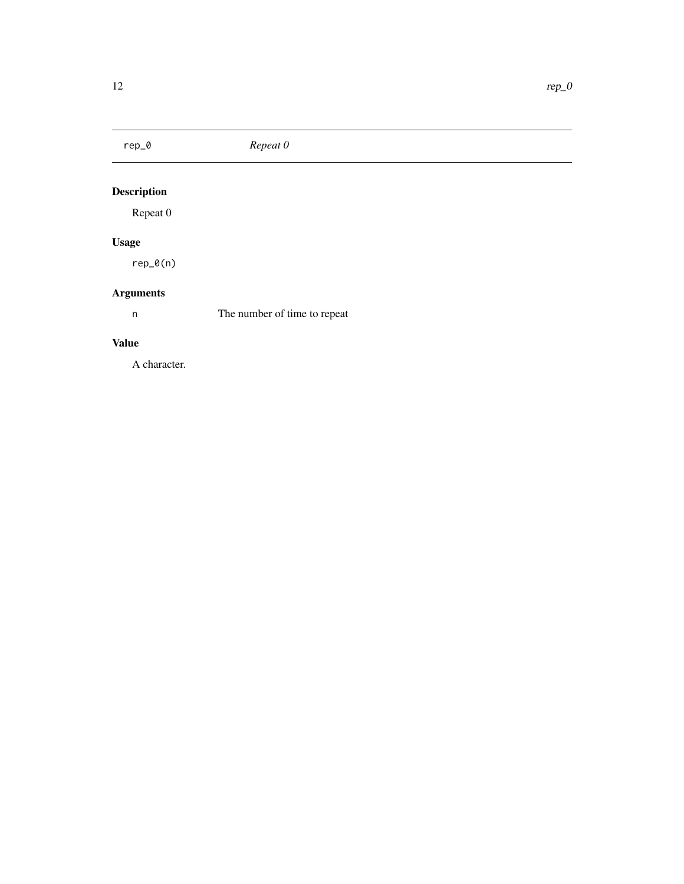## rep_0 — *Repeat 0*

### Description

Repeat 0

### Usage

```
rep_0(n)
```

### Arguments

| | |
|---|---|
| n | The number of time to repeat |

### Value

A character.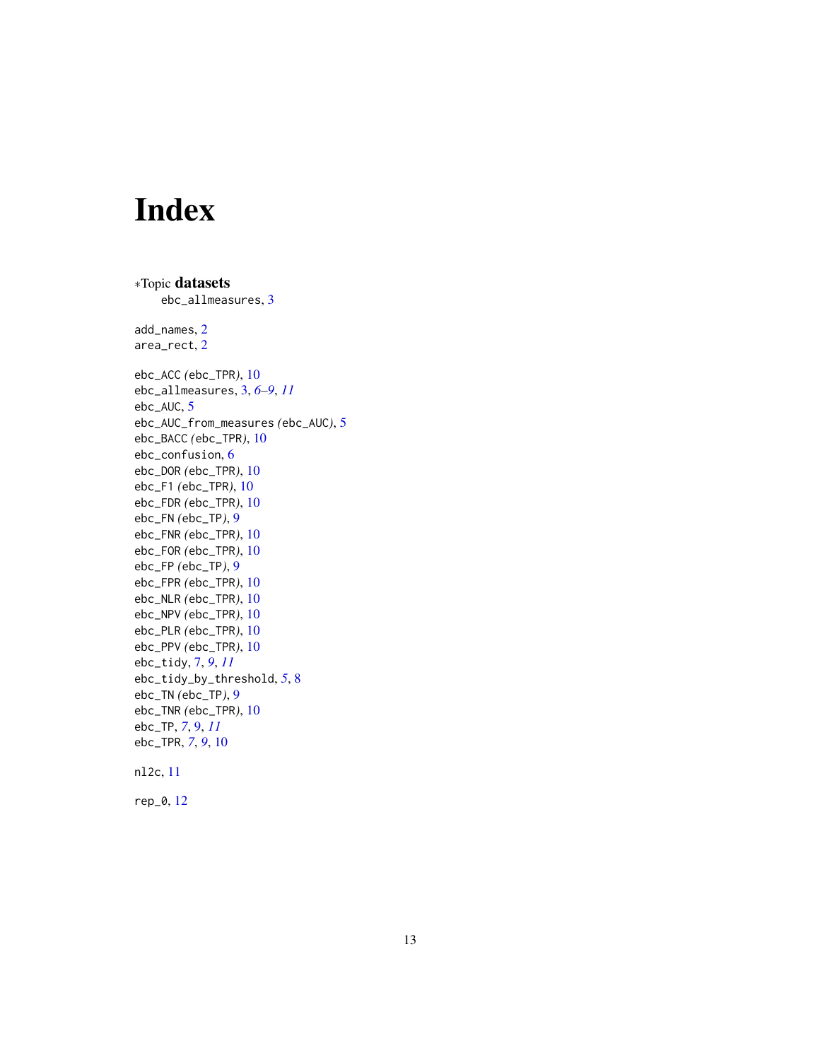# Index

∗Topic **datasets**

ebc_allmeasures, 3

add_names, 2
area_rect, 2

ebc_ACC *(*ebc_TPR*)*, 10
ebc_allmeasures, 3, *6–9*, *11*
ebc_AUC, 5
ebc_AUC_from_measures *(*ebc_AUC*)*, 5
ebc_BACC *(*ebc_TPR*)*, 10
ebc_confusion, 6
ebc_DOR *(*ebc_TPR*)*, 10
ebc_F1 *(*ebc_TPR*)*, 10
ebc_FDR *(*ebc_TPR*)*, 10
ebc_FN *(*ebc_TP*)*, 9
ebc_FNR *(*ebc_TPR*)*, 10
ebc_FOR *(*ebc_TPR*)*, 10
ebc_FP *(*ebc_TP*)*, 9
ebc_FPR *(*ebc_TPR*)*, 10
ebc_NLR *(*ebc_TPR*)*, 10
ebc_NPV *(*ebc_TPR*)*, 10
ebc_PLR *(*ebc_TPR*)*, 10
ebc_PPV *(*ebc_TPR*)*, 10
ebc_tidy, 7, *9*, *11*
ebc_tidy_by_threshold, *5*, 8
ebc_TN *(*ebc_TP*)*, 9
ebc_TNR *(*ebc_TPR*)*, 10
ebc_TP, *7*, 9, *11*
ebc_TPR, *7*, *9*, 10

nl2c, 11

rep_0, 12